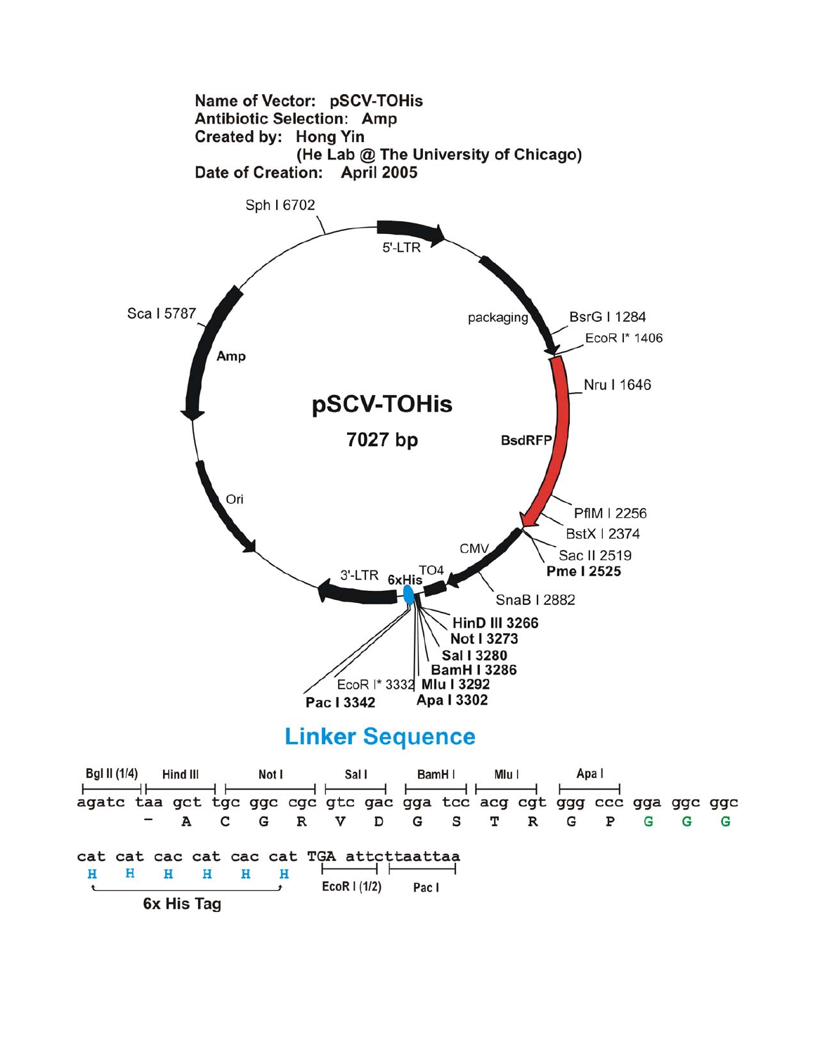Name of Vector: pSCV-TOHis
Antibiotic Selection: Amp
Created by: Hong Yin
(He Lab @ The University of Chicago)
Date of Creation: April 2005

**pSCV-TOHis**

**7027 bp**

Sph I 6702

5'-LTR

packaging

BsrG I 1284

EcoR I* 1406

Nru I 1646

BsdRFP

PflM I 2256

BstX I 2374

Sac II 2519

**Pme I 2525**

CMV

SnaB I 2882

TO4

**HinD III 3266**

**Not I 3273**

**Sal I 3280**

**BamH I 3286**

**Mlu I 3292**

**Apa I 3302**

EcoR I* 3332

**Pac I 3342**

6xHis

3'-LTR

Ori

Amp

Sca I 5787

## Linker Sequence

```
Bgl II (1/4)  Hind III    Not I         Sal I     BamH I   Mlu I    Apa I
agatc taa gct tgc ggc cgc gtc gac gga tcc acg cgt ggg ccc gga ggc ggc
       -   A   C   G   R   V   D   G   S   T   R   G   P   G   G   G

cat cat cac cat cac cat TGA attcttaattaa
 H   H   H   H   H   H      EcoR I (1/2)  Pac I
      6x His Tag
```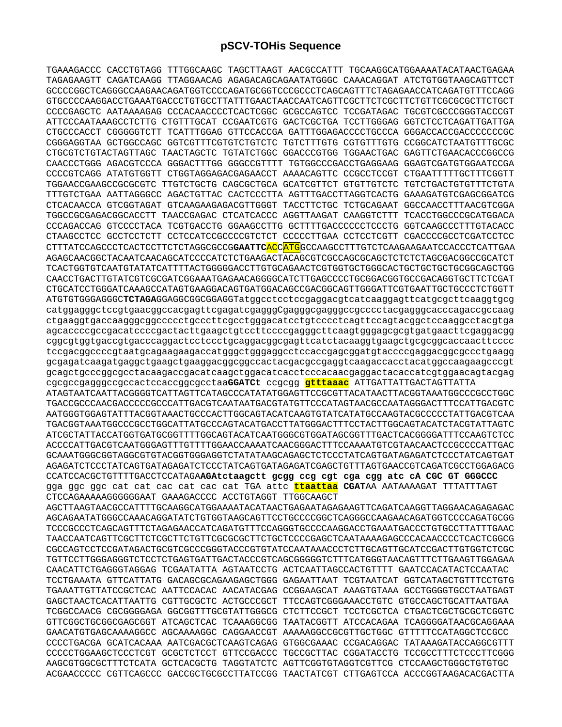# pSCV-TOHis Sequence

TGAAAGACCC CACCTGTAGG TTTGGCAAGC TAGCTTAAGT AACGCCATTT TGCAAGGCATGGAAAATACATAACTGAGAA
TAGAGAAGTT CAGATCAAGG TTAGGAACAG AGAGACAGCAGAATATGGGC CAAACAGGAT ATCTGTGGTAAGCAGTTCCT
GCCCCGGCTCAGGGCCAAGAACAGATGGTCCCCAGATGCGGTCCCGCCCTCAGCAGTTTCTAGAGAACCATCAGATGTTTCCAGG
GTGCCCCAAGGACCTGAAATGACCCTGTGCCTTATTTGAACTAACCAATCAGTTCGCTTCTCGCTTCTGTTCGCGCGCTTCTGCT
CCCCGAGCTC AATAAAAGAG CCCACAACCCCTCACTCGGC GCGCCAGTCC TCCGATAGAC TGCGTCGCCCGGGTACCCGT
ATTCCCAATAAAGCCTCTTG CTGTTTGCAT CCGAATCGTG GACTCGCTGA TCCTTGGGAG GGTCTCCTCAGATTGATTGA
CTGCCCACCT CGGGGGTCTT TCATTTGGAG GTTCCACCGA GATTTGGAGACCCCTGCCCA GGGACCACCGACCCCCCCGC
CGGGAGGTAA GCTGGCCAGC GGTCGTTTCGTGTCTGTCTC TGTCTTTGTG CGTGTTTGTG CCGGCATCTAATGTTTGCGC
CTGCGTCTGTACTAGTTAGC TAACTAGCTC TGTATCTGGC GGACCCGTGG TGGAACTGAC GAGTTCTGAACACCCGGCCG
CAACCCTGGG AGACGTCCCA GGGACTTTGG GGGCCGTTTT TGTGGCCCGACCTGAGGAAG GGAGTCGATGTGGAATCCGA
CCCCGTCAGG ATATGTGGTT CTGGTAGGAGACGAGAACCT AAAACAGTTC CCGCCTCCGT CTGAATTTTTGCTTTCGGTT
TGGAACCGAAGCCGCGCGTC TTGTCTGCTG CAGCGCTGCA GCATCGTTCT GTGTTGTCTC TGTCTGACTGTGTTTCTGTA
TTTGTCTGAA AATTAGGGCC AGACTGTTAC CACTCCCTTA AGTTTGACCTTAGGTCACTG GAAAGATGTCGAGCGGATCG
CTCACAACCA GTCGGTAGAT GTCAAGAAGAGACGTTGGGT TACCTTCTGC TCTGCAGAAT GGCCAACCTTTAACGTCGGA
TGGCCGCGAGACGGCACCTT TAACCGAGAC CTCATCACCC AGGTTAAGAT CAAGGTCTTT TCACCTGGCCCGCATGGACA
CCCAGACCAG GTCCCCTACA TCGTGACCTG GGAAGCCTTG GCTTTTGACCCCCCTCCCTG GGTCAAGCCCTTTGTACACC
CTAAGCCTCC GCCTCCTCTT CCTCCATCCGCCCCGTCTCT CCCCCTTGAA CCTCCTCGTT CGACCCCGCCTCGATCCTCC
CTTTATCCAGCCCTCACTCCTTCTCTAGGCGCCG**GAATTC**ACC**ATG**GCCAAGCCTTTGTCTCAAGAAGAATCCACCCTCATTGAA
AGAGCAACGGCTACAATCAACAGCATCCCCATCTCTGAAGACTACAGCGTCGCCAGCGCAGCTCTCTCTAGCGACGGCCGCATCT
TCACTGGTGTCAATGTATATCATTTTACTGGGGGACCTTGTGCAGAACTCGTGGTGCTGGGCACTGCTGCTGCTGCGGCAGCTGG
CAACCTGACTTGTATCGTCGCGATCGGAAATGAGAACAGGGGCATCTTGAGCCCCTGCGGACGGTGCCGACAGGTGCTTCTCGAT
CTGCATCCTGGGATCAAAGCCATAGTGAAGGACAGTGATGGACAGCCGACGGCAGTTGGGATTCGTGAATTGCTGCCCTCTGGTT
ATGTGTGGGAGGGC**TCTAGA**GGAGGCGGCGGAGGTatggcctcctccgaggacgtcatcaaggagttcatgcgcttcaaggtgcg
catggagggctccgtgaacggccacgagttcgagatcgagggCgagggcgagggccgcccctacgagggcacccagaccgccaag
ctgaaggtgaccaagggcggccccctgcccttcgcctgggacatcctgtcccctcagttccagtacggctccaaggcctacgtga
agcaccccgccgacatccccgactacttgaagctgtccttccccgagggcttcaagtgggagcgcgtgatgaacttcgaggacgg
cggcgtggtgaccgtgacccaggactcctccctgcaggacggcgagttcatctacaaggtgaagctgcgcggcaccaacttcccc
tccgacggccccgtaatgcagaagaagaccatgggctgggaggcctccaccgagcggatgtaccccgaggacggcgccctgaagg
gcgagatcaagatgaggctgaagctgaaggacggcggccactacgacgccgaggtcaagaccacctacatggccaagaagcccgt
gcagctgcccggcgcctacaagaccgacatcaagctggacatcacctcccacaacgaggactacaccatcgtggaacagtacgag
cgcgccgagggccgccactccaccggcgcctaa**GGATCt** ccgcgg **gtttaaac** ATTGATTATTGACTAGTTATTA
ATAGTAATCAATTACGGGGTCATTAGTTCATAGCCCATATATGGAGTTCCGCGTTACATAACTTACGGTAAATGGCCCGCCTGGC
TGACCGCCCAACGACCCCCGCCCATTGACGTCAATAATGACGTATGTTCCCATAGTAACGCCAATAGGGACTTTCCATTGACGTC
AATGGGTGGAGTATTTACGGTAAACTGCCCACTTGGCAGTACATCAAGTGTATCATATGCCAAGTACGCCCCCTATTGACGTCAA
TGACGGTAAATGGCCCGCCTGGCATTATGCCCAGTACATGACCTTATGGGACTTTCCTACTTGGCAGTACATCTACGTATTAGTC
ATCGCTATTACCATGGTGATGCGGTTTTGGCAGTACATCAATGGGCGTGGATAGCGGTTTGACTCACGGGGATTTCCAAGTCTCC
ACCCCATTGACGTCAATGGGAGTTTGTTTTGGAACCAAAATCAACGGGACTTTCCAAAATGTCGTAACAACTCCGCCCCATTGAC
GCAAATGGGCGGTAGGCGTGTACGGTGGGAGGTCTATATAAGCAGAGCTCTCCCTATCAGTGATAGAGATCTCCCTATCAGTGAT
AGAGATCTCCCTATCAGTGATAGAGATCTCCCTATCAGTGATAGAGATCGAGCTGTTTAGTGAACCGTCAGATCGCCTGGAGACG
CCATCCACGCTGTTTTGACCTCCATAGA**AGAtctaagctt gcgg ccg cgt cga cgg atc cA CGC GT GGGCCC**
gga ggc ggc cat cat cac cat cac cat TGA attc **ttaattaa** **CGAT**AA AATAAAAGAT TTTATTTAGT
CTCCAGAAAAAGGGGGGAAT GAAAGACCCC ACCTGTAGGT TTGGCAAGCT
AGCTTAAGTAACGCCATTTTGCAAGGCATGGAAAATACATAACTGAGAATAGAGAAGTTCAGATCAAGGTTAGGAACAGAGAGAC
AGCAGAATATGGGCCAAACAGGATATCTGTGGTAAGCAGTTCCTGCCCCGGCTCAGGGCCAAGAACAGATGGTCCCCAGATGCGG
TCCCGCCCTCAGCAGTTTCTAGAGAACCATCAGATGTTTCCAGGGTGCCCCAAGGACCTGAAATGACCCTGTGCCTTATTTGAAC
TAACCAATCAGTTCGCTTCTCGCTTCTGTTCGCGCGCTTCTGCTCCCCGAGCTCAATAAAAGAGCCCACAACCCCTCACTCGGCG
CGCCAGTCCTCCGATAGACTGCGTCGCCCGGGTACCCGTGTATCCAATAAACCCTCTTGCAGTTGCATCCGACTTGTGGTCTCGC
TGTTCCTTGGGAGGGTCTCCTCTGAGTGATTGACTACCCGTCAGCGGGGGTCTTTCATGGGTAACAGTTTCTTGAAGTTGGAGAA
CAACATTCTGAGGGTAGGAG TCGAATATTA AGTAATCCTG ACTCAATTAGCCACTGTTTT GAATCCACATACTCCAATAC
TCCTGAAATA GTTCATTATG GACAGCGCAGAAGAGCTGGG GAGAATTAAT TCGTAATCAT GGTCATAGCTGTTTCCTGTG
TGAAATTGTTATCCGCTCAC AATTCCACAC AACATACGAG CCGGAAGCAT AAAGTGTAAA GCCTGGGGTGCCTAATGAGT
GAGCTAACTCACATTAATTG CGTTGCGCTC ACTGCCCGCT TTCCAGTCGGGAAACCTGTC GTGCCAGCTGCATTAATGAA
TCGGCCAACG CGCGGGGAGA GGCGGTTTGCGTATTGGGCG CTCTTCCGCT TCCTCGCTCA CTGACTCGCTGCGCTCGGTC
GTTCGGCTGCGGCGAGCGGT ATCAGCTCAC TCAAAGGCGG TAATACGGTT ATCCACAGAA TCAGGGGATAACGCAGGAAA
GAACATGTGAGCAAAAGGCC AGCAAAAGGC CAGGAACCGT AAAAAGGCCGCGTTGCTGGC GTTTTTCCATAGGCTCCGCC
CCCCTGACGA GCATCACAAA AATCGACGCTCAAGTCAGAG GTGGCGAAAC CCGACAGGAC TATAAAGATACCAGGCGTTT
CCCCCTGGAAGCTCCCTCGT GCGCTCTCCT GTTCCGACCC TGCCGCTTAC CGGATACCTG TCCGCCTTTCTCCCTTCGGG
AAGCGTGGCGCTTTCTCATA GCTCACGCTG TAGGTATCTC AGTTCGGTGTAGGTCGTTCG CTCCAAGCTGGGCTGTGTGC
ACGAACCCCC CGTTCAGCCC GACCGCTGCGCCTTATCCGG TAACTATCGT CTTGAGTCCA ACCCGGTAAGACACGACTTA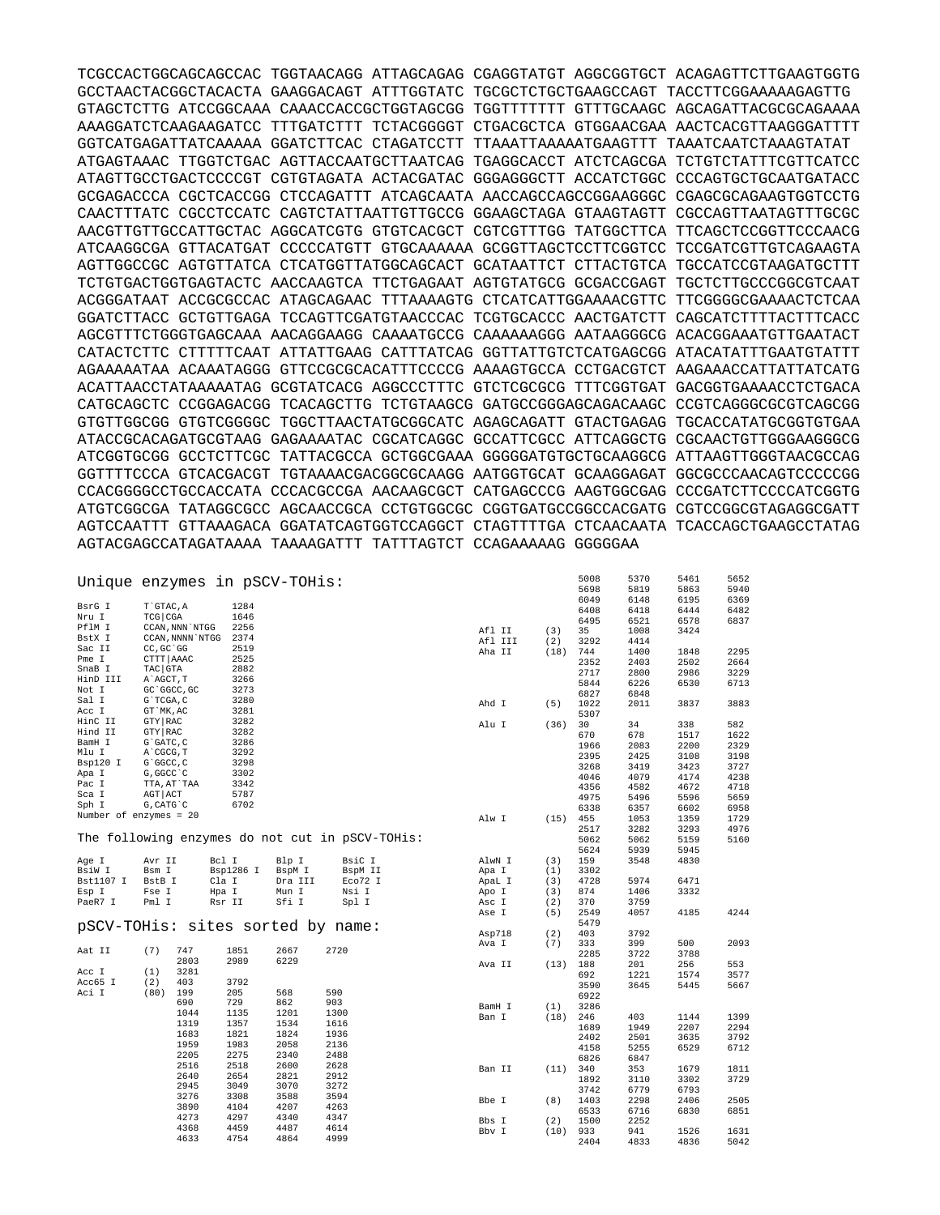```
TCGCCACTGGCAGCAGCCAC TGGTAACAGG ATTAGCAGAG CGAGGTATGT AGGCGGTGCT ACAGAGTTCTTGAAGTGGTG
GCCTAACTACGGCTACACTA GAAGGACAGT ATTTGGTATC TGCGCTCTGCTGAAGCCAGT TACCTTCGGAAAAAGAGTTG
GTAGCTCTTG ATCCGGCAAA CAAACCACCGCTGGTAGCGG TGGTTTTTTT GTTTGCAAGC AGCAGATTACGCGCAGAAAA
AAAGGATCTCAAGAAGATCC TTTGATCTTT TCTACGGGGT CTGACGCTCA GTGGAACGAA AACTCACGTTAAGGGATTTT
GGTCATGAGATTATCAAAAA GGATCTTCAC CTAGATCCTT TTAAATTAAAAATGAAGTTT TAAATCAATCTAAAGTATAT
ATGAGTAAAC TTGGTCTGAC AGTTACCAATGCTTAATCAG TGAGGCACCT ATCTCAGCGA TCTGTCTATTTCGTTCATCC
ATAGTTGCCTGACTCCCCGT CGTGTAGATA ACTACGATAC GGGAGGGCTT ACCATCTGGC CCCAGTGCTGCAATGATACC
GCGAGACCCA CGCTCACCGG CTCCAGATTT ATCAGCAATA AACCAGCCAGCCGGAAGGGC CGAGCGCAGAAGTGGTCCTG
CAACTTTATC CGCCTCCATC CAGTCTATTAATTGTTGCCG GGAAGCTAGA GTAAGTAGTT CGCCAGTTAATAGTTTGCGC
AACGTTGTTGCCATTGCTAC AGGCATCGTG GTGTCACGCT CGTCGTTTGG TATGGCTTCA TTCAGCTCCGGTTCCCAACG
ATCAAGGCGA GTTACATGAT CCCCCATGTT GTGCAAAAAA GCGGTTAGCTCCTTCGGTCC TCCGATCGTTGTCAGAAGTA
AGTTGGCCGC AGTGTTATCA CTCATGGTTATGGCAGCACT GCATAATTCT CTTACTGTCA TGCCATCCGTAAGATGCTTT
TCTGTGACTGGTGAGTACTC AACCAAGTCA TTCTGAGAAT AGTGTATGCG GCGACCGAGT TGCTCTTGCCCGGCGTCAAT
ACGGGATAAT ACCGCGCCAC ATAGCAGAAC TTTAAAAGTG CTCATCATTGGAAAACGTTC TTCGGGGCGAAAACTCTCAA
GGATCTTACC GCTGTTGAGA TCCAGTTCGATGTAACCCAC TCGTGCACCC AACTGATCTT CAGCATCTTTTACTTTCACC
AGCGTTTCTGGGTGAGCAAA AACAGGAAGG CAAAATGCCG CAAAAAAGGG AATAAGGGCG ACACGGAAATGTTGAATACT
CATACTCTTC CTTTTTCAAT ATTATTGAAG CATTTATCAG GGTTATTGTCTCATGAGCGG ATACATATTTGAATGTATTT
AGAAAAATAA ACAAATAGGG GTTCCGCGCACATTTCCCCG AAAAGTGCCA CCTGACGTCT AAGAAACCATTATTATCATG
ACATTAACCTATAAAAATAG GCGTATCACG AGGCCCTTTC GTCTCGCGCG TTTCGGTGAT GACGGTGAAAACCTCTGACA
CATGCAGCTC CCGGAGACGG TCACAGCTTG TCTGTAAGCG GATGCCGGGAGCAGACAAGC CCGTCAGGGCGCGTCAGCGG
GTGTTGGCGG GTGTCGGGGC TGGCTTAACTATGCGGCATC AGAGCAGATT GTACTGAGAG TGCACCATATGCGGTGTGAA
ATACCGCACAGATGCGTAAG GAGAAAATAC CGCATCAGGC GCCATTCGCC ATTCAGGCTG CGCAACTGTTGGGAAGGGCG
ATCGGTGCGG GCCTCTTCGC TATTACGCCA GCTGGCGAAA GGGGGATGTGCTGCAAGGCG ATTAAGTTGGGTAACGCCAG
GGTTTTCCCA GTCACGACGT TGTAAAACGACGGCGCAAGG AATGGTGCAT GCAAGGAGAT GGCGCCCAACAGTCCCCCGG
CCACGGGGCCTGCCACCATA CCCACGCCGA AACAAGCGCT CATGAGCCCG AAGTGGCGAG CCCGATCTTCCCCATCGGTG
ATGTCGGCGA TATAGGCGCC AGCAACCGCA CCTGTGGCGC CGGTGATGCCGGCCACGATG CGTCCGGCGTAGAGGCGATT
AGTCCAATTT GTTAAAGACA GGATATCAGTGGTCCAGGCT CTAGTTTTGA CTCAACAATA TCACCAGCTGAAGCCTATAG
AGTACGAGCCATAGATAAAA TAAAAGATTT TATTTAGTCT CCAGAAAAAG GGGGGAA
```

## Unique enzymes in pSCV-TOHis:

| Enzyme | Site | Position |
|---|---|---|
| BsrG I | T`GTAC,A | 1284 |
| Nru I | TCG\|CGA | 1646 |
| PflM I | CCAN,NNN`NTGG | 2256 |
| BstX I | CCAN,NNNN`NTGG | 2374 |
| Sac II | CC,GC`GG | 2519 |
| Pme I | CTTT\|AAAC | 2525 |
| SnaB I | TAC\|GTA | 2882 |
| HinD III | A`AGCT,T | 3266 |
| Not I | GC`GGCC,GC | 3273 |
| Sal I | G`TCGA,C | 3280 |
| Acc I | GT`MK,AC | 3281 |
| HinC II | GTY\|RAC | 3282 |
| Hind II | GTY\|RAC | 3282 |
| BamH I | G`GATC,C | 3286 |
| Mlu I | A`CGCG,T | 3292 |
| Bsp120 I | G`GGCC,C | 3298 |
| Apa I | G,GGCC`C | 3302 |
| Pac I | TTA,AT`TAA | 3342 |
| Sca I | AGT\|ACT | 5787 |
| Sph I | G,CATG`C | 6702 |

Number of enzymes = 20

## The following enzymes do not cut in pSCV-TOHis:

| | | | | |
|---|---|---|---|---|
| Age I | Avr II | Bcl I | Blp I | BsiC I |
| BsiW I | Bsm I | Bsp1286 I | BspM I | BspM II |
| Bst1107 I | BstB I | Cla I | Dra III | Eco72 I |
| Esp I | Fse I | Hpa I | Mun I | Nsi I |
| PaeR7 I | Pml I | Rsr II | Sfi I | Spl I |

## pSCV-TOHis: sites sorted by name:

```
Aat II    (7)   747    1851   2667   2720
                2803   2989   6229
Acc I     (1)   3281
Acc65 I   (2)   403    3792
Aci I     (80)  199    205    568    590
                690    729    862    903
                1044   1135   1201   1300
                1319   1357   1534   1616
                1683   1821   1824   1936
                1959   1983   2058   2136
                2205   2275   2340   2488
                2516   2518   2600   2628
                2640   2654   2821   2912
                2945   3049   3070   3272
                3276   3308   3588   3594
                3890   4104   4207   4263
                4273   4297   4340   4347
                4368   4459   4487   4614
                4633   4754   4864   4999
                5008   5370   5461   5652
                5698   5819   5863   5940
                6049   6148   6195   6369
                6408   6418   6444   6482
                6495   6521   6578   6837
Afl II    (3)   35     1008   3424
Afl III   (2)   3292   4414
Aha II    (18)  744    1400   1848   2295
                2352   2403   2502   2664
                2717   2800   2986   3229
                5844   6226   6530   6713
                6827   6848
Ahd I     (5)   1022   2011   3837   3883
                5307
Alu I     (36)  30     34     338    582
                670    678    1517   1622
                1966   2083   2200   2329
                2395   2425   3108   3198
                3268   3419   3423   3727
                4046   4079   4174   4238
                4356   4582   4672   4718
                4975   5496   5596   5659
                6338   6357   6602   6958
Alw I     (15)  455    1053   1359   1729
                2517   3282   3293   4976
                5062   5062   5159   5160
                5624   5939   5945
AlwN I    (3)   159    3548   4830
Apa I     (1)   3302
ApaL I    (3)   4728   5974   6471
Apo I     (3)   874    1406   3332
Asc I     (2)   370    3759
Ase I     (5)   2549   4057   4185   4244
                5479
Asp718    (2)   403    3792
Ava I     (7)   333    399    500    2093
                2285   3722   3788
Ava II    (13)  188    201    256    553
                692    1221   1574   3577
                3590   3645   5445   5667
                6922
BamH I    (1)   3286
Ban I     (18)  246    403    1144   1399
                1689   1949   2207   2294
                2402   2501   3635   3792
                4158   5255   6529   6712
                6826   6847
Ban II    (11)  340    353    1679   1811
                1892   3110   3302   3729
                3742   6779   6793
Bbe I     (8)   1403   2298   2406   2505
                6533   6716   6830   6851
Bbs I     (2)   1500   2252
Bbv I     (10)  933    941    1526   1631
                2404   4833   4836   5042
```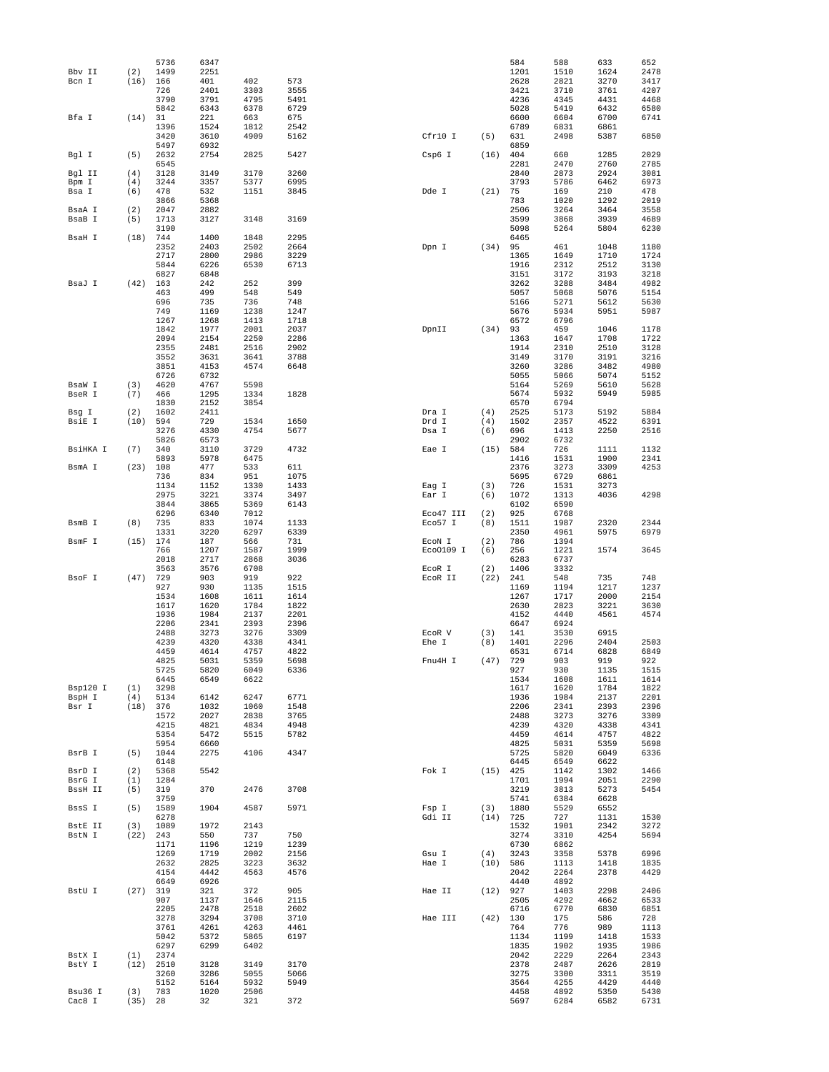```
                5736    6347
Bbv II    (2)   1499    2251
Bcn I     (16)  166     401     402     573
                726     2401    3303    3555
                3790    3791    4795    5491
                5842    6343    6378    6729
Bfa I     (14)  31      221     663     675
                1396    1524    1812    2542
                3420    3610    4909    5162
                5497    6932
Bgl I     (5)   2632    2754    2825    5427
                6545
Bgl II    (4)   3128    3149    3170    3260
Bpm I     (4)   3244    3357    5377    6995
Bsa I     (6)   478     532     1151    3845
                3866    5368
BsaA I    (2)   2047    2882
BsaB I    (5)   1713    3127    3148    3169
                3190
BsaH I    (18)  744     1400    1848    2295
                2352    2403    2502    2664
                2717    2800    2986    3229
                5844    6226    6530    6713
                6827    6848
BsaJ I    (42)  163     242     252     399
                463     499     548     549
                696     735     736     748
                749     1169    1238    1247
                1267    1268    1413    1718
                1842    1977    2001    2037
                2094    2154    2250    2286
                2355    2481    2516    2902
                3552    3631    3641    3788
                3851    4153    4574    6648
                6726    6732
BsaW I    (3)   4620    4767    5598
BseR I    (7)   466     1295    1334    1828
                1830    2152    3854
Bsg I     (2)   1602    2411
BsiE I    (10)  594     729     1534    1650
                3276    4330    4754    5677
                5826    6573
BsiHKA I  (7)   340     3110    3729    4732
                5893    5978    6475
BsmA I    (23)  108     477     533     611
                736     834     951     1075
                1134    1152    1330    1433
                2975    3221    3374    3497
                3844    3865    5369    6143
                6296    6340    7012
BsmB I    (8)   735     833     1074    1133
                1331    3220    6297    6339
BsmF I    (15)  174     187     566     731
                766     1207    1587    1999
                2018    2717    2868    3036
                3563    3576    6708
BsoF I    (47)  729     903     919     922
                927     930     1135    1515
                1534    1608    1611    1614
                1617    1620    1784    1822
                1936    1984    2137    2201
                2206    2341    2393    2396
                2488    3273    3276    3309
                4239    4320    4338    4341
                4459    4614    4757    4822
                4825    5031    5359    5698
                5725    5820    6049    6336
                6445    6549    6622
Bsp120 I  (1)   3298
BspH I    (4)   5134    6142    6247    6771
Bsr I     (18)  376     1032    1060    1548
                1572    2027    2838    3765
                4215    4821    4834    4948
                5354    5472    5515    5782
                5954    6660
BsrB I    (5)   1044    2275    4106    4347
                6148
BsrD I    (2)   5368    5542
BsrG I    (1)   1284
BssH II   (5)   319     370     2476    3708
                3759
BssS I    (5)   1589    1904    4587    5971
                6278
BstE II   (3)   1089    1972    2143
BstN I    (22)  243     550     737     750
                1171    1196    1219    1239
                1269    1719    2002    2156
                2632    2825    3223    3632
                4154    4442    4563    4576
                6649    6926
BstU I    (27)  319     321     372     905
                907     1137    1646    2115
                2205    2478    2518    2602
                3278    3294    3708    3710
                3761    4261    4263    4461
                5042    5372    5865    6197
                6297    6299    6402
BstX I    (1)   2374
BstY I    (12)  2510    3128    3149    3170
                3260    3286    5055    5066
                5152    5164    5932    5949
Bsu36 I   (3)   783     1020    2506
Cac8 I    (35)  28      32      321     372
                584     588     633     652
                1201    1510    1624    2478
                2628    2821    3270    3417
                3421    3710    3761    4207
                4236    4345    4431    4468
                5028    5419    6432    6580
                6600    6604    6700    6741
                6789    6831    6861
Cfr10 I   (5)   631     2498    5387    6850
                6859
Csp6 I    (16)  404     660     1285    2029
                2281    2470    2760    2785
                2840    2873    2924    3081
                3793    5786    6462    6973
Dde I     (21)  75      169     210     478
                783     1020    1292    2019
                2506    3264    3464    3558
                3599    3868    3939    4689
                5098    5264    5804    6230
                6465
Dpn I     (34)  95      461     1048    1180
                1365    1649    1710    1724
                1916    2312    2512    3130
                3151    3172    3193    3218
                3262    3288    3484    4982
                5057    5068    5076    5154
                5166    5271    5612    5630
                5676    5934    5951    5987
                6572    6796
DpnII     (34)  93      459     1046    1178
                1363    1647    1708    1722
                1914    2310    2510    3128
                3149    3170    3191    3216
                3260    3286    3482    4980
                5055    5066    5074    5152
                5164    5269    5610    5628
                5674    5932    5949    5985
                6570    6794
Dra I     (4)   2525    5173    5192    5884
Drd I     (4)   1502    2357    4522    6391
Dsa I     (6)   696     1413    2250    2516
                2902    6732
Eae I     (15)  584     726     1111    1132
                1416    1531    1900    2341
                2376    3273    3309    4253
                5695    6729    6861
Eag I     (3)   726     1531    3273
Ear I     (6)   1072    1313    4036    4298
                6102    6590
Eco47 III (2)   925     6768
Eco57 I   (8)   1511    1987    2320    2344
                2350    4961    5975    6979
EcoN I    (2)   786     1394
EcoO109 I (6)   256     1221    1574    3645
                6283    6737
EcoR I    (2)   1406    3332
EcoR II   (22)  241     548     735     748
                1169    1194    1217    1237
                1267    1717    2000    2154
                2630    2823    3221    3630
                4152    4440    4561    4574
                6647    6924
EcoR V    (3)   141     3530    6915
Ehe I     (8)   1401    2296    2404    2503
                6531    6714    6828    6849
Fnu4H I   (47)  729     903     919     922
                927     930     1135    1515
                1534    1608    1611    1614
                1617    1620    1784    1822
                1936    1984    2137    2201
                2206    2341    2393    2396
                2488    3273    3276    3309
                4239    4320    4338    4341
                4459    4614    4757    4822
                4825    5031    5359    5698
                5725    5820    6049    6336
                6445    6549    6622
Fok I     (15)  425     1142    1302    1466
                1701    1994    2051    2290
                3219    3813    5273    5454
                5741    6384    6628
Fsp I     (3)   1880    5529    6552
Gdi II    (14)  725     727     1131    1530
                1532    1901    2342    3272
                3274    3310    4254    5694
                6730    6862
Gsu I     (4)   3243    3358    5378    6996
Hae I     (10)  586     1113    1418    1835
                2042    2264    2378    4429
                4440    4892
Hae II    (12)  927     1403    2298    2406
                2505    4292    4662    6533
                6716    6770    6830    6851
Hae III   (42)  130     175     586     728
                764     776     989     1113
                1134    1199    1418    1533
                1835    1902    1935    1986
                2042    2229    2264    2343
                2378    2487    2626    2819
                3275    3300    3311    3519
                3564    4255    4429    4440
                4458    4892    5350    5430
                5697    6284    6582    6731
```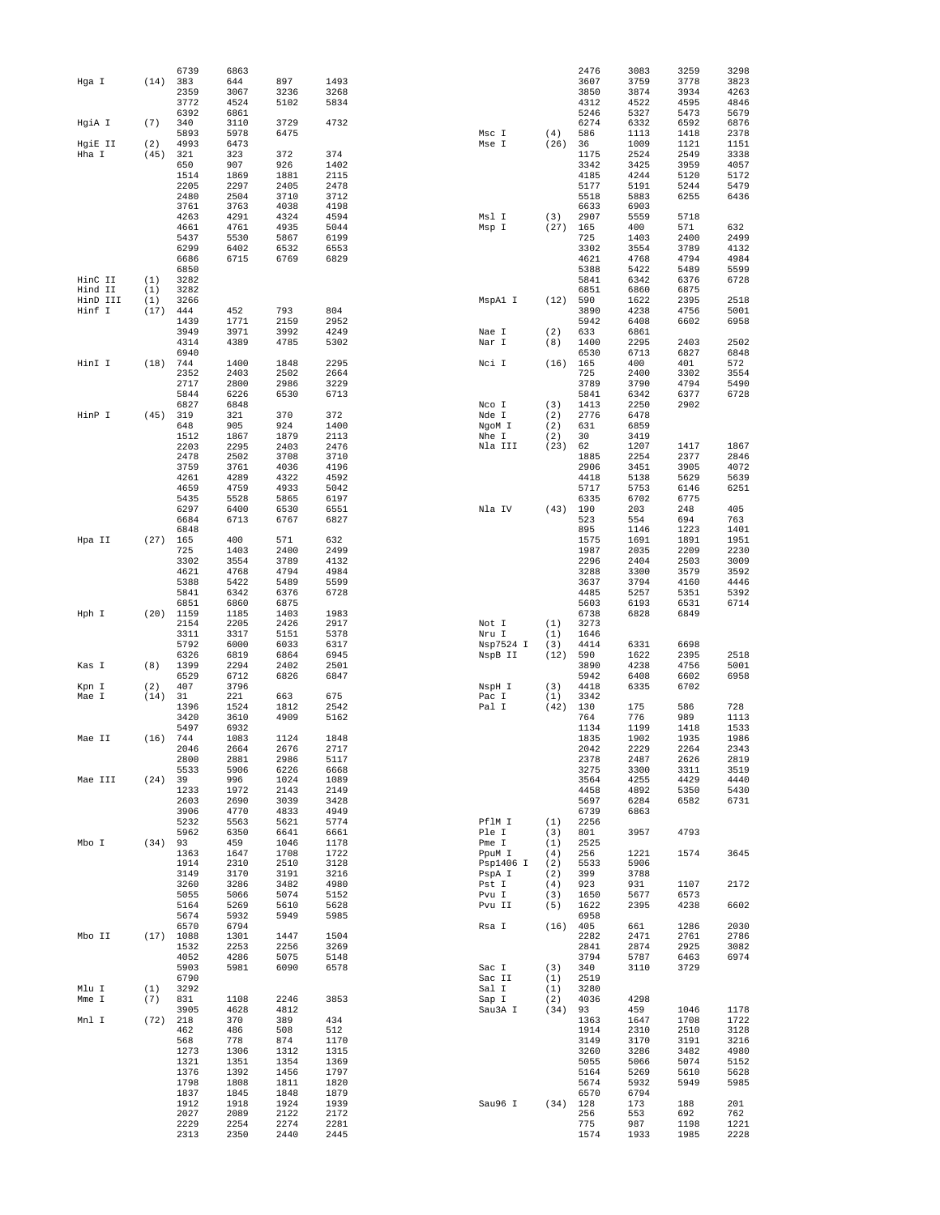```
              6739     6863
Hga I    (14) 383      644      897      1493
              2359     3067     3236     3268
              3772     4524     5102     5834
              6392     6861
HgiA I    (7) 340      3110     3729     4732
              5893     5978     6475
HgiE II   (2) 4993     6473
Hha I    (45) 321      323      372      374
              650      907      926      1402
              1514     1869     1881     2115
              2205     2297     2405     2478
              2480     2504     3710     3712
              3761     3763     4038     4198
              4263     4291     4324     4594
              4661     4761     4935     5044
              5437     5530     5867     6199
              6299     6402     6532     6553
              6686     6715     6769     6829
              6850
HinC II   (1) 3282
Hind II   (1) 3282
HinD III  (1) 3266
Hinf I   (17) 444      452      793      804
              1439     1771     2159     2952
              3949     3971     3992     4249
              4314     4389     4785     5302
              6940
HinI I   (18) 744      1400     1848     2295
              2352     2403     2502     2664
              2717     2800     2986     3229
              5844     6226     6530     6713
              6827     6848
HinP I   (45) 319      321      370      372
              648      905      924      1400
              1512     1867     1879     2113
              2203     2295     2403     2476
              2478     2502     3708     3710
              3759     3761     4036     4196
              4261     4289     4322     4592
              4659     4759     4933     5042
              5435     5528     5865     6197
              6297     6400     6530     6551
              6684     6713     6767     6827
              6848
Hpa II   (27) 165      400      571      632
              725      1403     2400     2499
              3302     3554     3789     4132
              4621     4768     4794     4984
              5388     5422     5489     5599
              5841     6342     6376     6728
              6851     6860     6875
Hph I    (20) 1159     1185     1403     1983
              2154     2205     2426     2917
              3311     3317     5151     5378
              5792     6000     6033     6317
              6326     6819     6864     6945
Kas I     (8) 1399     2294     2402     2501
              6529     6712     6826     6847
Kpn I     (2) 407      3796
Mae I    (14) 31       221      663      675
              1396     1524     1812     2542
              3420     3610     4909     5162
              5497     6932
Mae II   (16) 744      1083     1124     1848
              2046     2664     2676     2717
              2800     2881     2986     5117
              5533     5906     6226     6668
Mae III  (24) 39       996      1024     1089
              1233     1972     2143     2149
              2603     2690     3039     3428
              3906     4770     4833     4949
              5232     5563     5621     5774
              5962     6350     6641     6661
Mbo I    (34) 93       459      1046     1178
              1363     1647     1708     1722
              1914     2310     2510     3128
              3149     3170     3191     3216
              3260     3286     3482     4980
              5055     5066     5074     5152
              5164     5269     5610     5628
              5674     5932     5949     5985
              6570     6794
Mbo II   (17) 1088     1301     1447     1504
              1532     2253     2256     3269
              4052     4286     5075     5148
              5903     5981     6090     6578
              6790
Mlu I     (1) 3292
Mme I     (7) 831      1108     2246     3853
              3905     4628     4812
Mnl I    (72) 218      370      389      434
              462      486      508      512
              568      778      874      1170
              1273     1306     1312     1315
              1321     1351     1354     1369
              1376     1392     1456     1797
              1798     1808     1811     1820
              1837     1845     1848     1879
              1912     1918     1924     1939
              2027     2089     2122     2172
              2229     2254     2274     2281
              2313     2350     2440     2445
```

```
                    2476     3083     3259     3298
                    3607     3759     3778     3823
                    3850     3874     3934     4263
                    4312     4522     4595     4846
                    5246     5327     5473     5679
                    6274     6332     6592     6876
Msc I         (4)   586      1113     1418     2378
Mse I        (26)   36       1009     1121     1151
                    1175     2524     2549     3338
                    3342     3425     3959     4057
                    4185     4244     5120     5172
                    5177     5191     5244     5479
                    5518     5883     6255     6436
                    6633     6903
Msl I         (3)   2907     5559     5718
Msp I        (27)   165      400      571      632
                    725      1403     2400     2499
                    3302     3554     3789     4132
                    4621     4768     4794     4984
                    5388     5422     5489     5599
                    5841     6342     6376     6728
                    6851     6860     6875
MspA1 I      (12)   590      1622     2395     2518
                    3890     4238     4756     5001
                    5942     6408     6602     6958
Nae I         (2)   633      6861
Nar I         (8)   1400     2295     2403     2502
                    6530     6713     6827     6848
Nci I        (16)   165      400      401      572
                    725      2400     3302     3554
                    3789     3790     4794     5490
                    5841     6342     6377     6728
Nco I         (3)   1413     2250     2902
Nde I         (2)   2776     6478
NgoM I        (2)   631      6859
Nhe I         (2)   30       3419
Nla III      (23)   62       1207     1417     1867
                    1885     2254     2377     2846
                    2906     3451     3905     4072
                    4418     5138     5629     5639
                    5717     5753     6146     6251
                    6335     6702     6775
Nla IV       (43)   190      203      248      405
                    523      554      694      763
                    895      1146     1223     1401
                    1575     1691     1891     1951
                    1987     2035     2209     2230
                    2296     2404     2503     3009
                    3288     3300     3579     3592
                    3637     3794     4160     4446
                    4485     5257     5351     5392
                    5603     6193     6531     6714
                    6738     6828     6849
Not I         (1)   3273
Nru I         (1)   1646
Nsp7524 I     (3)   4414     6331     6698
NspB II      (12)   590      1622     2395     2518
                    3890     4238     4756     5001
                    5942     6408     6602     6958
NspH I        (3)   4418     6335     6702
Pac I         (1)   3342
Pal I        (42)   130      175      586      728
                    764      776      989      1113
                    1134     1199     1418     1533
                    1835     1902     1935     1986
                    2042     2229     2264     2343
                    2378     2487     2626     2819
                    3275     3300     3311     3519
                    3564     4255     4429     4440
                    4458     4892     5350     5430
                    5697     6284     6582     6731
                    6739     6863
PflM I        (1)   2256
Ple I         (3)   801      3957     4793
Pme I         (1)   2525
PpuM I        (4)   256      1221     1574     3645
Psp1406 I     (2)   5533     5906
PspA I        (2)   399      3788
Pst I         (4)   923      931      1107     2172
Pvu I         (3)   1650     5677     6573
Pvu II        (5)   1622     2395     4238     6602
                    6958
Rsa I        (16)   405      661      1286     2030
                    2282     2471     2761     2786
                    2841     2874     2925     3082
                    3794     5787     6463     6974
Sac I         (3)   340      3110     3729
Sac II        (1)   2519
Sal I         (1)   3280
Sap I         (2)   4036     4298
Sau3A I      (34)   93       459      1046     1178
                    1363     1647     1708     1722
                    1914     2310     2510     3128
                    3149     3170     3191     3216
                    3260     3286     3482     4980
                    5055     5066     5074     5152
                    5164     5269     5610     5628
                    5674     5932     5949     5985
                    6570     6794
Sau96 I      (34)   128      173      188      201
                    256      553      692      762
                    775      987      1198     1221
                    1574     1933     1985     2228
```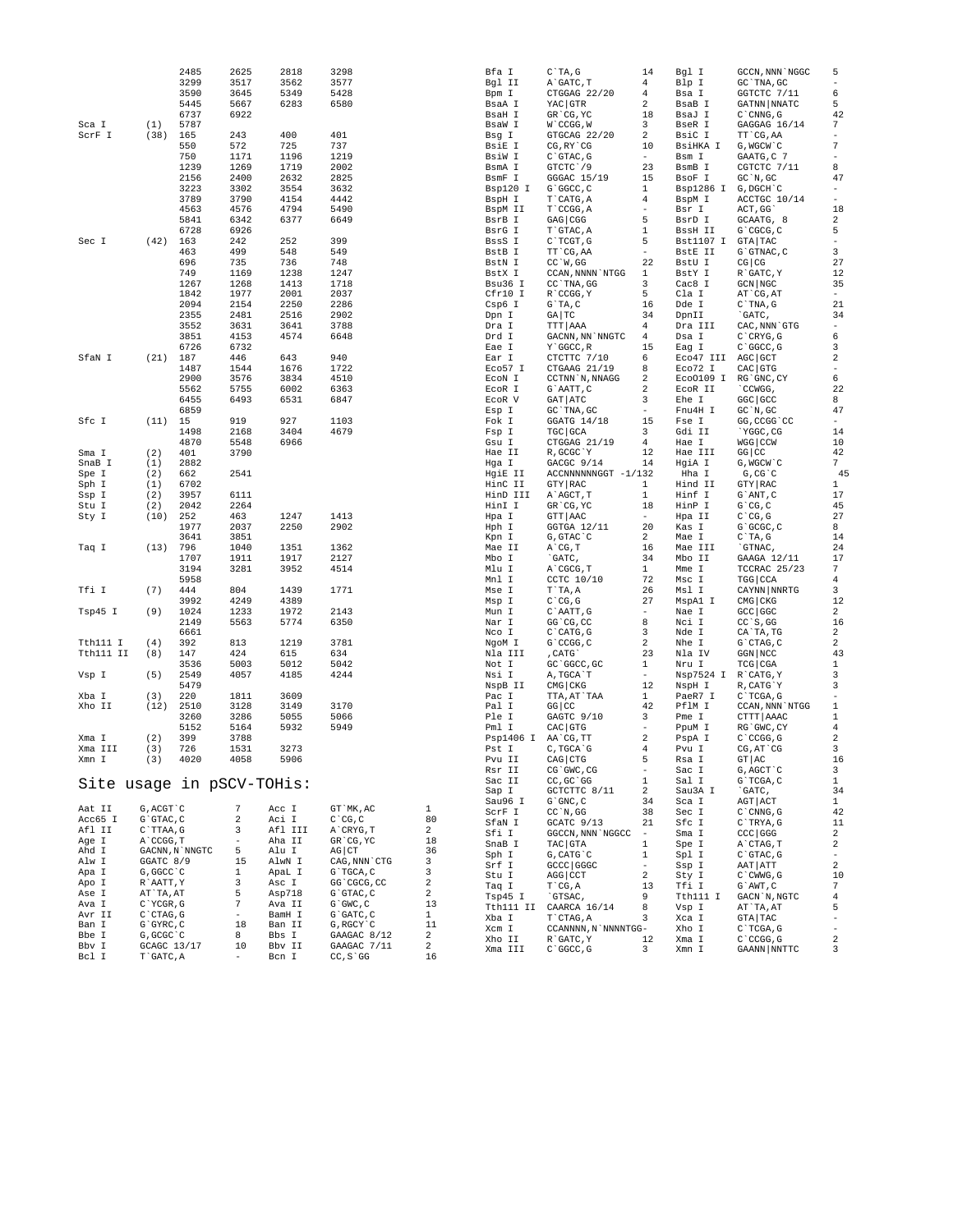|  |  |  |  |  |  |
|---|---|---|---|---|---|
|  |  | 2485 | 2625 | 2818 | 3298 |
|  |  | 3299 | 3517 | 3562 | 3577 |
|  |  | 3590 | 3645 | 5349 | 5428 |
|  |  | 5445 | 5667 | 6283 | 6580 |
|  |  | 6737 | 6922 |  |  |
| Sca I | (1) | 5787 |  |  |  |
| ScrF I | (38) | 165 | 243 | 400 | 401 |
|  |  | 550 | 572 | 725 | 737 |
|  |  | 750 | 1171 | 1196 | 1219 |
|  |  | 1239 | 1269 | 1719 | 2002 |
|  |  | 2156 | 2400 | 2632 | 2825 |
|  |  | 3223 | 3302 | 3554 | 3632 |
|  |  | 3789 | 3790 | 4154 | 4442 |
|  |  | 4563 | 4576 | 4794 | 5490 |
|  |  | 5841 | 6342 | 6377 | 6649 |
|  |  | 6728 | 6926 |  |  |
| Sec I | (42) | 163 | 242 | 252 | 399 |
|  |  | 463 | 499 | 548 | 549 |
|  |  | 696 | 735 | 736 | 748 |
|  |  | 749 | 1169 | 1238 | 1247 |
|  |  | 1267 | 1268 | 1413 | 1718 |
|  |  | 1842 | 1977 | 2001 | 2037 |
|  |  | 2094 | 2154 | 2250 | 2286 |
|  |  | 2355 | 2481 | 2516 | 2902 |
|  |  | 3552 | 3631 | 3641 | 3788 |
|  |  | 3851 | 4153 | 4574 | 6648 |
|  |  | 6726 | 6732 |  |  |
| SfaN I | (21) | 187 | 446 | 643 | 940 |
|  |  | 1487 | 1544 | 1676 | 1722 |
|  |  | 2900 | 3576 | 3834 | 4510 |
|  |  | 5562 | 5755 | 6002 | 6363 |
|  |  | 6455 | 6493 | 6531 | 6847 |
|  |  | 6859 |  |  |  |
| Sfc I | (11) | 15 | 919 | 927 | 1103 |
|  |  | 1498 | 2168 | 3404 | 4679 |
|  |  | 4870 | 5548 | 6966 |  |
| Sma I | (2) | 401 | 3790 |  |  |
| SnaB I | (1) | 2882 |  |  |  |
| Spe I | (2) | 662 | 2541 |  |  |
| Sph I | (1) | 6702 |  |  |  |
| Ssp I | (2) | 3957 | 6111 |  |  |
| Stu I | (2) | 2042 | 2264 |  |  |
| Sty I | (10) | 252 | 463 | 1247 | 1413 |
|  |  | 1977 | 2037 | 2250 | 2902 |
|  |  | 3641 | 3851 |  |  |
| Taq I | (13) | 796 | 1040 | 1351 | 1362 |
|  |  | 1707 | 1911 | 1917 | 2127 |
|  |  | 3194 | 3281 | 3952 | 4514 |
|  |  | 5958 |  |  |  |
| Tfi I | (7) | 444 | 804 | 1439 | 1771 |
|  |  | 3992 | 4249 | 4389 |  |
| Tsp45 I | (9) | 1024 | 1233 | 1972 | 2143 |
|  |  | 2149 | 5563 | 5774 | 6350 |
|  |  | 6661 |  |  |  |
| Tth111 I | (4) | 392 | 813 | 1219 | 3781 |
| Tth111 II | (8) | 147 | 424 | 615 | 634 |
|  |  | 3536 | 5003 | 5012 | 5042 |
| Vsp I | (5) | 2549 | 4057 | 4185 | 4244 |
|  |  | 5479 |  |  |  |
| Xba I | (3) | 220 | 1811 | 3609 |  |
| Xho II | (12) | 2510 | 3128 | 3149 | 3170 |
|  |  | 3260 | 3286 | 5055 | 5066 |
|  |  | 5152 | 5164 | 5932 | 5949 |
| Xma I | (2) | 399 | 3788 |  |  |
| Xma III | (3) | 726 | 1531 | 3273 |  |
| Xmn I | (3) | 4020 | 4058 | 5906 |  |

## Site usage in pSCV-TOHis:

|  |  |  |  |  |  |
|---|---|---|---|---|---|
| Aat II | G,ACGT`C | 7 | Acc I | GT`MK,AC | 1 |
| Acc65 I | G`GTAC,C | 2 | Aci I | C`CG,C | 80 |
| Afl II | C`TTAA,G | 3 | Afl III | A`CRYG,T | 2 |
| Age I | A`CCGG,T | - | Aha II | GR`CG,YC | 18 |
| Ahd I | GACNN,N`NNGTC | 5 | Alu I | AG\|CT | 36 |
| Alw I | GGATC 8/9 | 15 | AlwN I | CAG,NNN`CTG | 3 |
| Apa I | G,GGCC`C | 1 | ApaL I | G`TGCA,C | 3 |
| Apo I | R`AATT,Y | 3 | Asc I | GG`CGCG,CC | 2 |
| Ase I | AT`TA,AT | 5 | Asp718 | G`GTAC,C | 2 |
| Ava I | C`YCGR,G | 7 | Ava II | G`GWC,C | 13 |
| Avr II | C`CTAG,G | - | BamH I | G`GATC,C | 1 |
| Ban I | G`GYRC,C | 18 | Ban II | G,RGCY`C | 11 |
| Bbe I | G,GCGC`C | 8 | Bbs I | GAAGAC 8/12 | 2 |
| Bbv I | GCAGC 13/17 | 10 | Bbv II | GAAGAC 7/11 | 2 |
| Bcl I | T`GATC,A | - | Bcn I | CC,S`GG | 16 |
| Bfa I | C`TA,G | 14 | Bgl I | GCCN,NNN`NGGC | 5 |
| Bgl II | A`GATC,T | 4 | Blp I | GC`TNA,GC | - |
| Bpm I | CTGGAG 22/20 | 4 | Bsa I | GGTCTC 7/11 | 6 |
| BsaA I | YAC\|GTR | 2 | BsaB I | GATNN\|NNATC | 5 |
| BsaH I | GR`CG,YC | 18 | BsaJ I | C`CNNG,G | 42 |
| BsaW I | W`CCGG,W | 3 | BseR I | GAGGAG 16/14 | 7 |
| Bsg I | GTGCAG 22/20 | 2 | BsiC I | TT`CG,AA | - |
| BsiE I | CG,RY`CG | 10 | BsiHKA I | G,WGCW`C | 7 |
| BsiW I | C`GTAC,G | - | Bsm I | GAATG,C 7 | - |
| BsmA I | GTCTC`/9 | 23 | BsmB I | CGTCTC 7/11 | 8 |
| BsmF I | GGGAC 15/19 | 15 | BsoF I | GC`N,GC | 47 |
| Bsp120 I | G`GGCC,C | 1 | Bsp1286 I | G,DGCH`C | - |
| BspH I | T`CATG,A | 4 | BspM I | ACCTGC 10/14 | - |
| BspM II | T`CCGG,A | - | Bsr I | ACT,GG` | 18 |
| BsrB I | GAG\|CGG | 5 | BsrD I | GCAATG, 8 | 2 |
| BsrG I | T`GTAC,A | 1 | BssH II | G`CGCG,C | 5 |
| BssS I | C`TCGT,G | 5 | Bst1107 I | GTA\|TAC | - |
| BstB I | TT`CG,AA | - | BstE II | G`GTNAC,C | 3 |
| BstN I | CC`W,GG | 22 | BstU I | CG\|CG | 27 |
| BstX I | CCAN,NNNN`NTGG | 1 | BstY I | R`GATC,Y | 12 |
| Bsu36 I | CC`TNA,GG | 3 | Cac8 I | GCN\|NGC | 35 |
| Cfr10 I | R`CCGG,Y | 5 | Cla I | AT`CG,AT | - |
| Csp6 I | G`TA,C | 16 | Dde I | C`TNA,G | 21 |
| Dpn I | GA\|TC | 34 | DpnII | `GATC, | 34 |
| Dra I | TTT\|AAA | 4 | Dra III | CAC,NNN`GTG | - |
| Drd I | GACNN,NN`NNGTC | 4 | Dsa I | C`CRYG,G | 6 |
| Eae I | Y`GGCC,R | 15 | Eag I | C`GGCC,G | 3 |
| Ear I | CTCTTC 7/10 | 6 | Eco47 III | AGC\|GCT | 2 |
| Eco57 I | CTGAAG 21/19 | 8 | Eco72 I | CAC\|GTG | - |
| EcoN I | CCTNN`N,NNAGG | 2 | EcoO109 I | RG`GNC,CY | 6 |
| EcoR I | G`AATT,C | 2 | EcoR II | `CCWGG, | 22 |
| EcoR V | GAT\|ATC | 3 | Ehe I | GGC\|GCC | 8 |
| Esp I | GC`TNA,GC | - | Fnu4H I | GC`N,GC | 47 |
| Fok I | GGATG 14/18 | 15 | Fse I | GG,CCGG`CC | - |
| Fsp I | TGC\|GCA | 3 | Gdi II | `YGGC,CG | 14 |
| Gsu I | CTGGAG 21/19 | 4 | Hae I | WGG\|CCW | 10 |
| Hae II | R,GCGC`Y | 12 | Hae III | GG\|CC | 42 |
| Hga I | GACGC 9/14 | 14 | HgiA I | G,WGCW`C | 7 |
| HgiE II | ACCNNNNNNGGT -1/132 |  | Hha I | G,CG`C | 45 |
| HinC II | GTY\|RAC | 1 | Hind II | GTY\|RAC | 1 |
| HinD III | A`AGCT,T | 1 | Hinf I | G`ANT,C | 17 |
| HinI I | GR`CG,YC | 18 | HinP I | G`CG,C | 45 |
| Hpa I | GTT\|AAC | - | Hpa II | C`CG,G | 27 |
| Hph I | GGTGA 12/11 | 20 | Kas I | G`GCGC,C | 8 |
| Kpn I | G,GTAC`C | 2 | Mae I | C`TA,G | 14 |
| Mae II | A`CG,T | 16 | Mae III | `GTNAC, | 24 |
| Mbo I | `GATC, | 34 | Mbo II | GAAGA 12/11 | 17 |
| Mlu I | A`CGCG,T | 1 | Mme I | TCCRAC 25/23 | 7 |
| Mnl I | CCTC 10/10 | 72 | Msc I | TGG\|CCA | 4 |
| Mse I | T`TA,A | 26 | Msl I | CAYNN\|NNRTG | 3 |
| Msp I | C`CG,G | 27 | MspA1 I | CMG\|CKG | 12 |
| Mun I | C`AATT,G | - | Nae I | GCC\|GGC | 2 |
| Nar I | GG`CG,CC | 8 | Nci I | CC`S,GG | 16 |
| Nco I | C`CATG,G | 3 | Nde I | CA`TA,TG | 2 |
| NgoM I | G`CCGG,C | 2 | Nhe I | G`CTAG,C | 2 |
| Nla III | ,CATG` | 23 | Nla IV | GGN\|NCC | 43 |
| Not I | GC`GGCC,GC | 1 | Nru I | TCG\|CGA | 1 |
| Nsi I | A,TGCA`T | - | Nsp7524 I | R`CATG,Y | 3 |
| NspB II | CMG\|CKG | 12 | NspH I | R,CATG`Y | 3 |
| Pac I | TTA,AT`TAA | 1 | PaeR7 I | C`TCGA,G | - |
| Pal I | GG\|CC | 42 | PflM I | CCAN,NNN`NTGG | 1 |
| Ple I | GAGTC 9/10 | 3 | Pme I | CTTT\|AAAC | 1 |
| Pml I | CAC\|GTG | - | PpuM I | RG`GWC,CY | 4 |
| Psp1406 I | AA`CG,TT | 2 | PspA I | C`CCGG,G | 2 |
| Pst I | C,TGCA`G | 4 | Pvu I | CG,AT`CG | 3 |
| Pvu II | CAG\|CTG | 5 | Rsa I | GT\|AC | 16 |
| Rsr II | CG`GWC,CG | - | Sac I | G,AGCT`C | 3 |
| Sac II | CC,GC`GG | 1 | Sal I | G`TCGA,C | 1 |
| Sap I | GCTCTTC 8/11 | 2 | Sau3A I | `GATC, | 34 |
| Sau96 I | G`GNC,C | 34 | Sca I | AGT\|ACT | 1 |
| ScrF I | CC`N,GG | 38 | Sec I | C`CNNG,G | 42 |
| SfaN I | GCATC 9/13 | 21 | Sfc I | C`TRYA,G | 11 |
| Sfi I | GGCCN,NNN`NGGCC | - | Sma I | CCC\|GGG | 2 |
| SnaB I | TAC\|GTA | 1 | Spe I | A`CTAG,T | 2 |
| Sph I | G,CATG`C | 1 | Spl I | C`GTAC,G | - |
| Srf I | GCCC\|GGGC | - | Ssp I | AAT\|ATT | 2 |
| Stu I | AGG\|CCT | 2 | Sty I | C`CWWG,G | 10 |
| Taq I | T`CG,A | 13 | Tfi I | G`AWT,C | 7 |
| Tsp45 I | `GTSAC, | 9 | Tth111 I | GACN`N,NGTC | 4 |
| Tth111 II | CAARCA 16/14 | 8 | Vsp I | AT`TA,AT | 5 |
| Xba I | T`CTAG,A | 3 | Xca I | GTA\|TAC | - |
| Xcm I | CCANNNN,N`NNNNTGG | - | Xho I | C`TCGA,G | - |
| Xho II | R`GATC,Y | 12 | Xma I | C`CCGG,G | 2 |
| Xma III | C`GGCC,G | 3 | Xmn I | GAANN\|NNTTC | 3 |